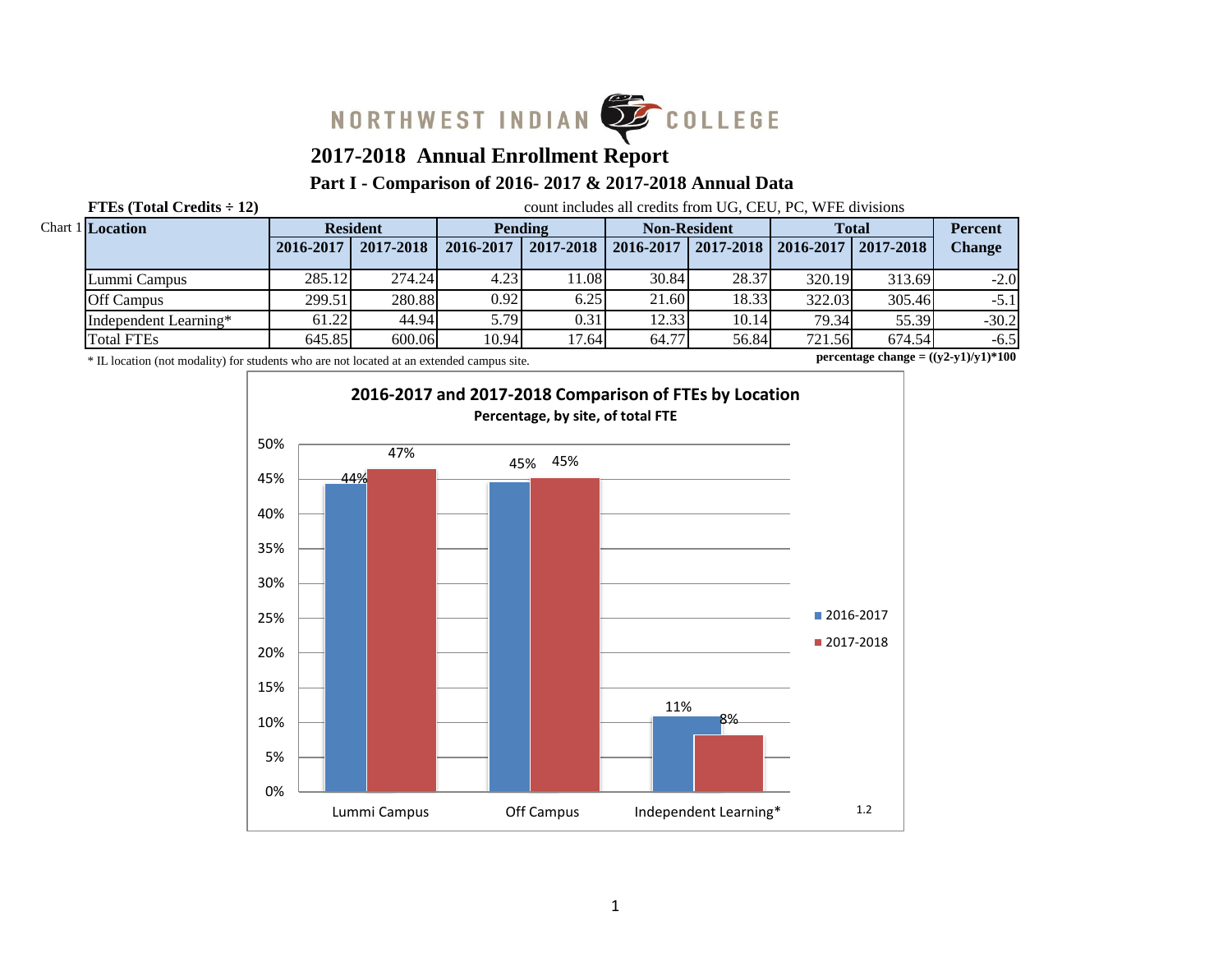NORTHWEST INDIAN COLLEGE

# 2017-2018 Annual Enrollment Report

## Part I - Comparison of 2016- 2017 & 2017-2018 Annual Data

**FTEs (Total Credits ÷ 12)** count includes all credits from UG, CEU, PC, WFE divisions

Chart 1

| Location | Resident | | Pending | | Non-Resident | | Total | | Percent Change |
|---|---|---|---|---|---|---|---|---|---|
| | 2016-2017 | 2017-2018 | 2016-2017 | 2017-2018 | 2016-2017 | 2017-2018 | 2016-2017 | 2017-2018 | |
| Lummi Campus | 285.12 | 274.24 | 4.23 | 11.08 | 30.84 | 28.37 | 320.19 | 313.69 | -2.0 |
| Off Campus | 299.51 | 280.88 | 0.92 | 6.25 | 21.60 | 18.33 | 322.03 | 305.46 | -5.1 |
| Independent Learning* | 61.22 | 44.94 | 5.79 | 0.31 | 12.33 | 10.14 | 79.34 | 55.39 | -30.2 |
| Total FTEs | 645.85 | 600.06 | 10.94 | 17.64 | 64.77 | 56.84 | 721.56 | 674.54 | -6.5 |

* IL location (not modality) for students who are not located at an extended campus site.

**percentage change = ((y2-y1)/y1)*100**

**2016-2017 and 2017-2018 Comparison of FTEs by Location**
**Percentage, by site, of total FTE**

| Location | 2016-2017 | 2017-2018 |
|---|---|---|
| Lummi Campus | 44% | 47% |
| Off Campus | 45% | 45% |
| Independent Learning* | 11% | 8% |

1.2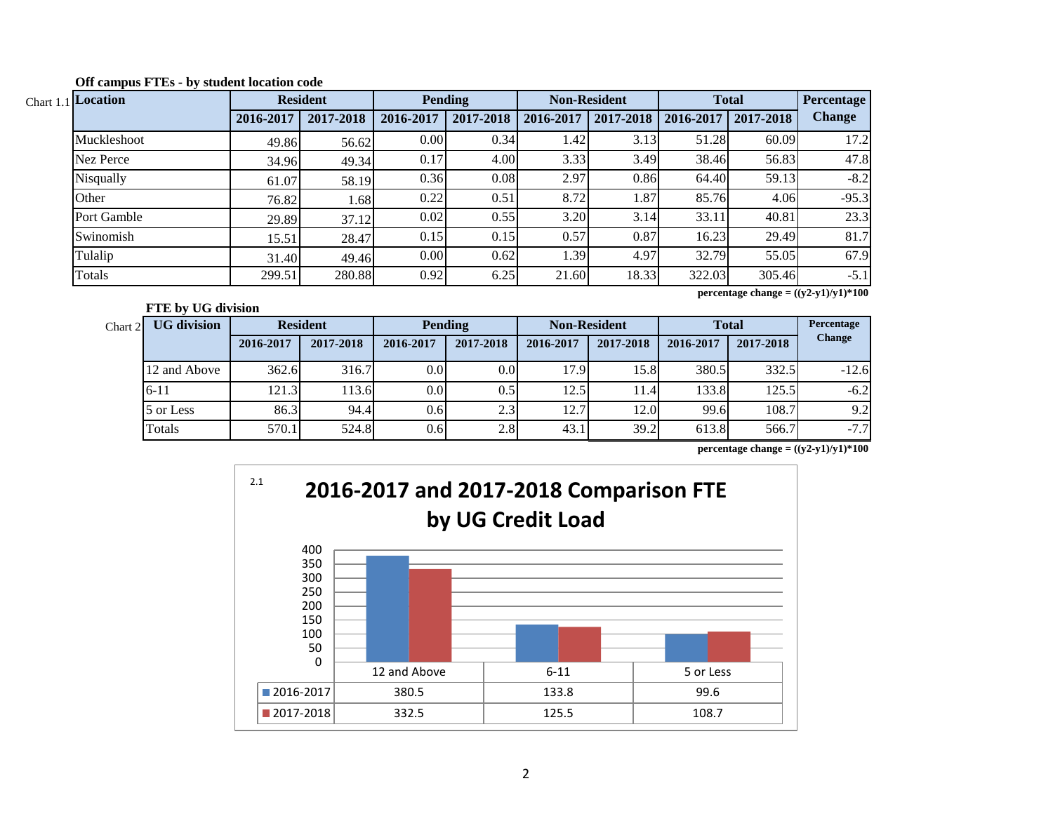**Off campus FTEs - by student location code**

Chart 1.1

| Location | Resident | | Pending | | Non-Resident | | Total | | Percentage Change |
|---|---|---|---|---|---|---|---|---|---|
| | 2016-2017 | 2017-2018 | 2016-2017 | 2017-2018 | 2016-2017 | 2017-2018 | 2016-2017 | 2017-2018 | |
| Muckleshoot | 49.86 | 56.62 | 0.00 | 0.34 | 1.42 | 3.13 | 51.28 | 60.09 | 17.2 |
| Nez Perce | 34.96 | 49.34 | 0.17 | 4.00 | 3.33 | 3.49 | 38.46 | 56.83 | 47.8 |
| Nisqually | 61.07 | 58.19 | 0.36 | 0.08 | 2.97 | 0.86 | 64.40 | 59.13 | -8.2 |
| Other | 76.82 | 1.68 | 0.22 | 0.51 | 8.72 | 1.87 | 85.76 | 4.06 | -95.3 |
| Port Gamble | 29.89 | 37.12 | 0.02 | 0.55 | 3.20 | 3.14 | 33.11 | 40.81 | 23.3 |
| Swinomish | 15.51 | 28.47 | 0.15 | 0.15 | 0.57 | 0.87 | 16.23 | 29.49 | 81.7 |
| Tulalip | 31.40 | 49.46 | 0.00 | 0.62 | 1.39 | 4.97 | 32.79 | 55.05 | 67.9 |
| Totals | 299.51 | 280.88 | 0.92 | 6.25 | 21.60 | 18.33 | 322.03 | 305.46 | -5.1 |

**percentage change = ((y2-y1)/y1)*100**

**FTE by UG division**

Chart 2

| UG division | Resident | | Pending | | Non-Resident | | Total | | Percentage Change |
|---|---|---|---|---|---|---|---|---|---|
| | 2016-2017 | 2017-2018 | 2016-2017 | 2017-2018 | 2016-2017 | 2017-2018 | 2016-2017 | 2017-2018 | |
| 12 and Above | 362.6 | 316.7 | 0.0 | 0.0 | 17.9 | 15.8 | 380.5 | 332.5 | -12.6 |
| 6-11 | 121.3 | 113.6 | 0.0 | 0.5 | 12.5 | 11.4 | 133.8 | 125.5 | -6.2 |
| 5 or Less | 86.3 | 94.4 | 0.6 | 2.3 | 12.7 | 12.0 | 99.6 | 108.7 | 9.2 |
| Totals | 570.1 | 524.8 | 0.6 | 2.8 | 43.1 | 39.2 | 613.8 | 566.7 | -7.7 |

**percentage change = ((y2-y1)/y1)*100**

2.1

**2016-2017 and 2017-2018 Comparison FTE by UG Credit Load**

| | 12 and Above | 6-11 | 5 or Less |
|---|---|---|---|
| 2016-2017 | 380.5 | 133.8 | 99.6 |
| 2017-2018 | 332.5 | 125.5 | 108.7 |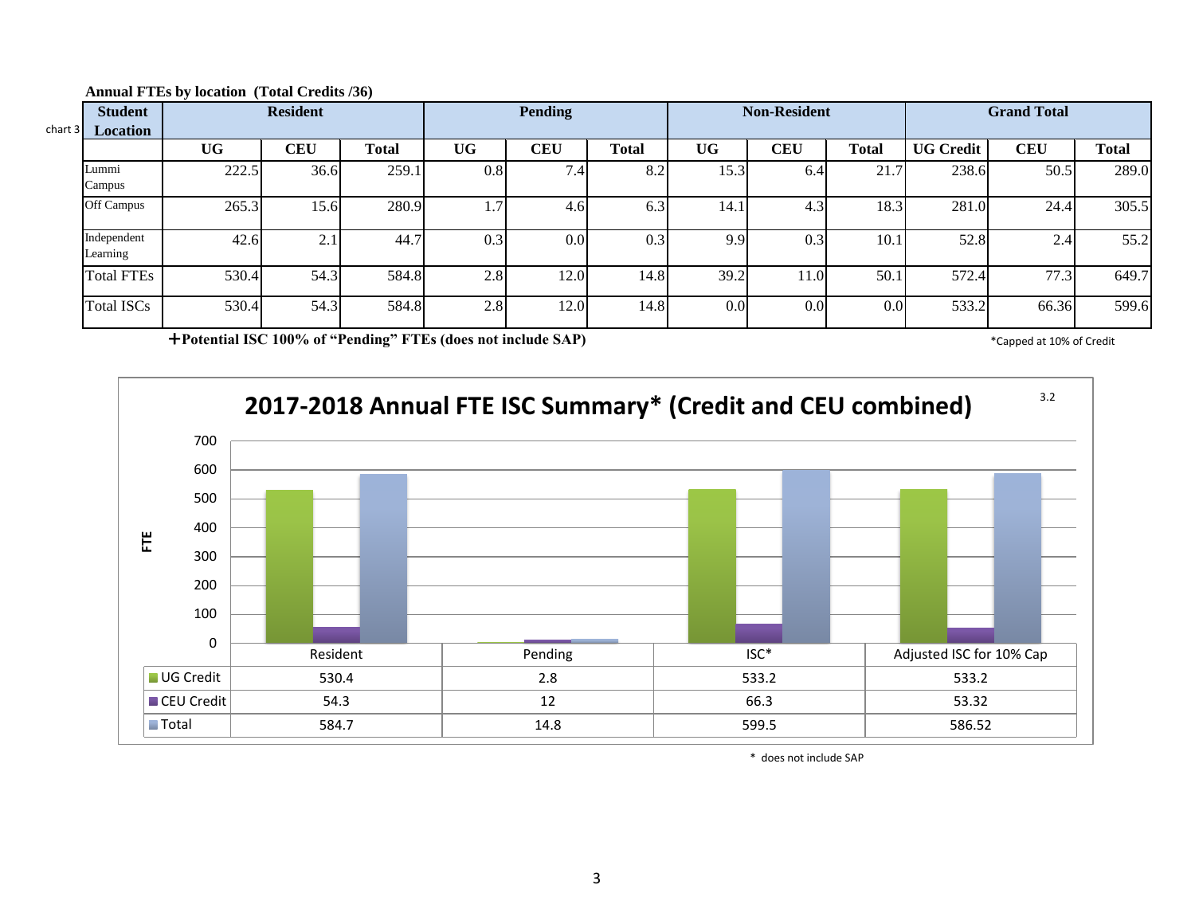**Annual FTEs by location (Total Credits /36)**

chart 3

| Student Location | Resident | | | Pending | | | Non-Resident | | | Grand Total | | |
|---|---|---|---|---|---|---|---|---|---|---|---|---|
| | UG | CEU | Total | UG | CEU | Total | UG | CEU | Total | UG Credit | CEU | Total |
| Lummi Campus | 222.5 | 36.6 | 259.1 | 0.8 | 7.4 | 8.2 | 15.3 | 6.4 | 21.7 | 238.6 | 50.5 | 289.0 |
| Off Campus | 265.3 | 15.6 | 280.9 | 1.7 | 4.6 | 6.3 | 14.1 | 4.3 | 18.3 | 281.0 | 24.4 | 305.5 |
| Independent Learning | 42.6 | 2.1 | 44.7 | 0.3 | 0.0 | 0.3 | 9.9 | 0.3 | 10.1 | 52.8 | 2.4 | 55.2 |
| Total FTEs | 530.4 | 54.3 | 584.8 | 2.8 | 12.0 | 14.8 | 39.2 | 11.0 | 50.1 | 572.4 | 77.3 | 649.7 |
| Total ISCs | 530.4 | 54.3 | 584.8 | 2.8 | 12.0 | 14.8 | 0.0 | 0.0 | 0.0 | 533.2 | 66.36 | 599.6 |

**+Potential ISC 100% of "Pending" FTEs (does not include SAP)**

*Capped at 10% of Credit

## 2017-2018 Annual FTE ISC Summary* (Credit and CEU combined)

3.2

| | Resident | Pending | ISC* | Adjusted ISC for 10% Cap |
|---|---|---|---|---|
| UG Credit | 530.4 | 2.8 | 533.2 | 533.2 |
| CEU Credit | 54.3 | 12 | 66.3 | 53.32 |
| Total | 584.7 | 14.8 | 599.5 | 586.52 |

\* does not include SAP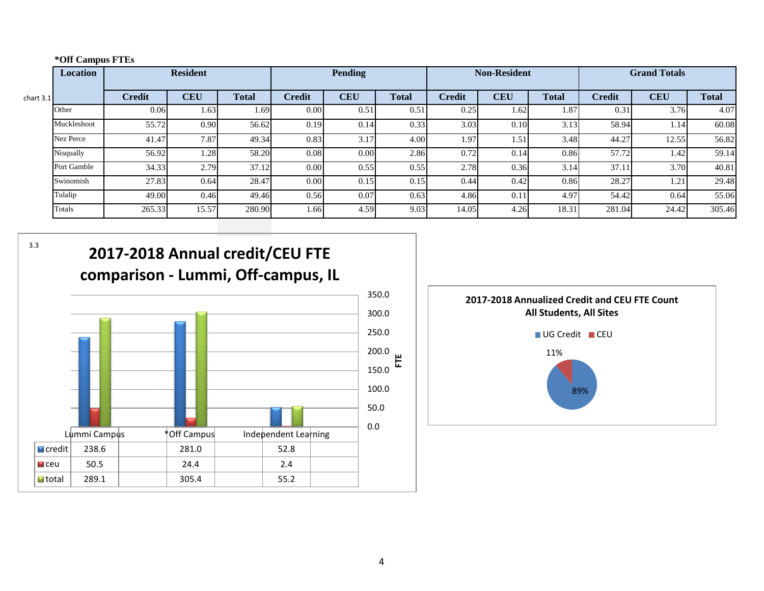**\*Off Campus FTEs**

chart 3.1

| Location | Resident | | | Pending | | | Non-Resident | | | Grand Totals | | |
|---|---|---|---|---|---|---|---|---|---|---|---|---|
| | Credit | CEU | Total | Credit | CEU | Total | Credit | CEU | Total | Credit | CEU | Total |
| Other | 0.06 | 1.63 | 1.69 | 0.00 | 0.51 | 0.51 | 0.25 | 1.62 | 1.87 | 0.31 | 3.76 | 4.07 |
| Muckleshoot | 55.72 | 0.90 | 56.62 | 0.19 | 0.14 | 0.33 | 3.03 | 0.10 | 3.13 | 58.94 | 1.14 | 60.08 |
| Nez Perce | 41.47 | 7.87 | 49.34 | 0.83 | 3.17 | 4.00 | 1.97 | 1.51 | 3.48 | 44.27 | 12.55 | 56.82 |
| Nisqually | 56.92 | 1.28 | 58.20 | 0.08 | 0.00 | 2.86 | 0.72 | 0.14 | 0.86 | 57.72 | 1.42 | 59.14 |
| Port Gamble | 34.33 | 2.79 | 37.12 | 0.00 | 0.55 | 0.55 | 2.78 | 0.36 | 3.14 | 37.11 | 3.70 | 40.81 |
| Swinomish | 27.83 | 0.64 | 28.47 | 0.00 | 0.15 | 0.15 | 0.44 | 0.42 | 0.86 | 28.27 | 1.21 | 29.48 |
| Tulalip | 49.00 | 0.46 | 49.46 | 0.56 | 0.07 | 0.63 | 4.86 | 0.11 | 4.97 | 54.42 | 0.64 | 55.06 |
| Totals | 265.33 | 15.57 | 280.90 | 1.66 | 4.59 | 9.03 | 14.05 | 4.26 | 18.31 | 281.04 | 24.42 | 305.46 |

3.3

**2017-2018 Annual credit/CEU FTE comparison - Lummi, Off-campus, IL**

| | Lummi Campus | \*Off Campus | Independent Learning |
|---|---|---|---|
| credit | 238.6 | 281.0 | 52.8 |
| ceu | 50.5 | 24.4 | 2.4 |
| total | 289.1 | 305.4 | 55.2 |

**2017-2018 Annualized Credit and CEU FTE Count**
**All Students, All Sites**

UG Credit: 89%; CEU: 11%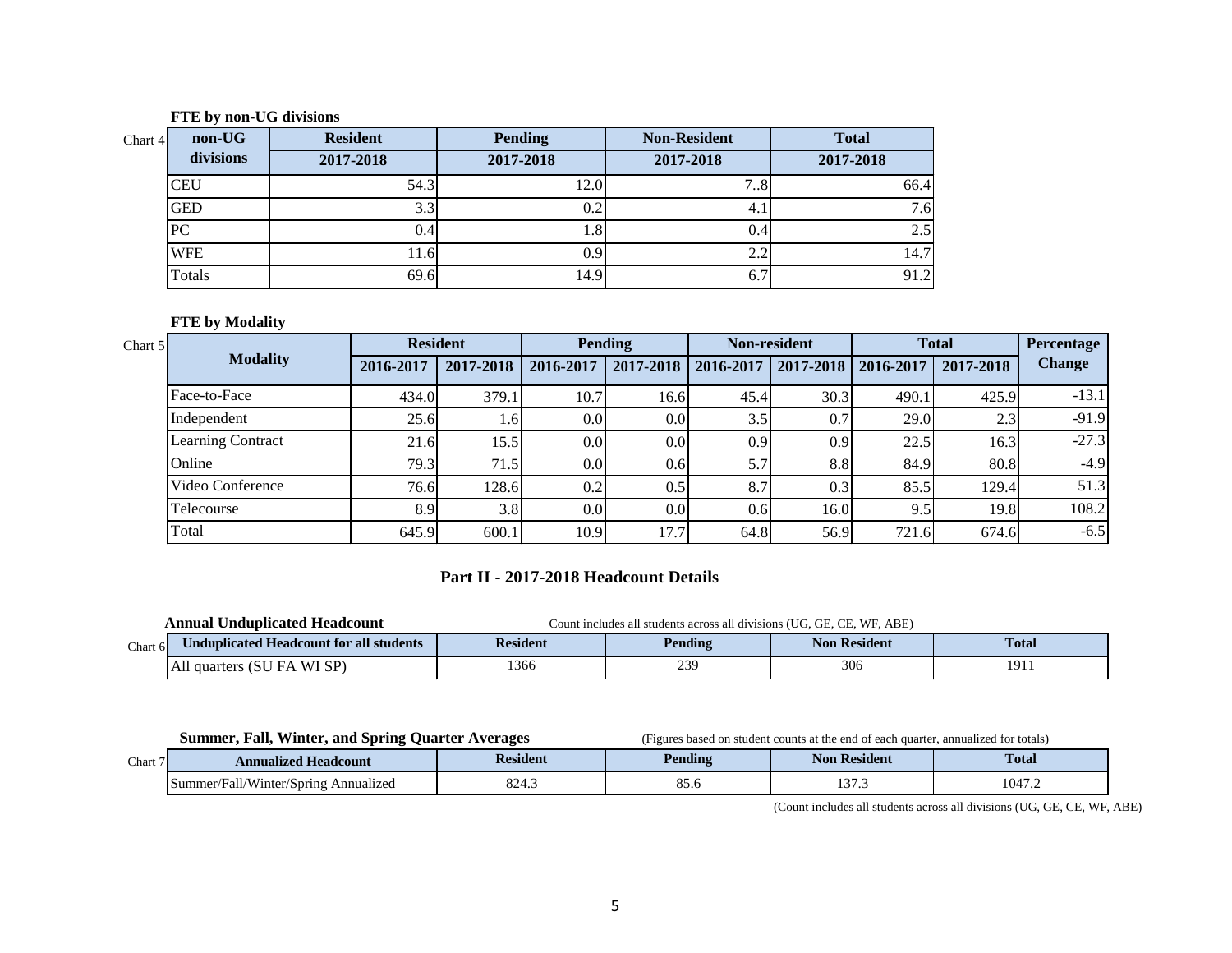**FTE by non-UG divisions**

Chart 4

| non-UG divisions | Resident | Pending | Non-Resident | Total |
|---|---|---|---|---|
| | 2017-2018 | 2017-2018 | 2017-2018 | 2017-2018 |
| CEU | 54.3 | 12.0 | 7..8 | 66.4 |
| GED | 3.3 | 0.2 | 4.1 | 7.6 |
| PC | 0.4 | 1.8 | 0.4 | 2.5 |
| WFE | 11.6 | 0.9 | 2.2 | 14.7 |
| Totals | 69.6 | 14.9 | 6.7 | 91.2 |

**FTE by Modality**

Chart 5

| Modality | Resident | | Pending | | Non-resident | | Total | | Percentage Change |
|---|---|---|---|---|---|---|---|---|---|
| | 2016-2017 | 2017-2018 | 2016-2017 | 2017-2018 | 2016-2017 | 2017-2018 | 2016-2017 | 2017-2018 | |
| Face-to-Face | 434.0 | 379.1 | 10.7 | 16.6 | 45.4 | 30.3 | 490.1 | 425.9 | -13.1 |
| Independent | 25.6 | 1.6 | 0.0 | 0.0 | 3.5 | 0.7 | 29.0 | 2.3 | -91.9 |
| Learning Contract | 21.6 | 15.5 | 0.0 | 0.0 | 0.9 | 0.9 | 22.5 | 16.3 | -27.3 |
| Online | 79.3 | 71.5 | 0.0 | 0.6 | 5.7 | 8.8 | 84.9 | 80.8 | -4.9 |
| Video Conference | 76.6 | 128.6 | 0.2 | 0.5 | 8.7 | 0.3 | 85.5 | 129.4 | 51.3 |
| Telecourse | 8.9 | 3.8 | 0.0 | 0.0 | 0.6 | 16.0 | 9.5 | 19.8 | 108.2 |
| Total | 645.9 | 600.1 | 10.9 | 17.7 | 64.8 | 56.9 | 721.6 | 674.6 | -6.5 |

## Part II - 2017-2018 Headcount Details

**Annual Unduplicated Headcount** Count includes all students across all divisions (UG, GE, CE, WF, ABE)

Chart 6

| Unduplicated Headcount for all students | Resident | Pending | Non Resident | Total |
|---|---|---|---|---|
| All quarters (SU FA WI SP) | 1366 | 239 | 306 | 1911 |

**Summer, Fall, Winter, and Spring Quarter Averages** (Figures based on student counts at the end of each quarter, annualized for totals)

Chart 7

| Annualized Headcount | Resident | Pending | Non Resident | Total |
|---|---|---|---|---|
| Summer/Fall/Winter/Spring Annualized | 824.3 | 85.6 | 137.3 | 1047.2 |

(Count includes all students across all divisions (UG, GE, CE, WF, ABE)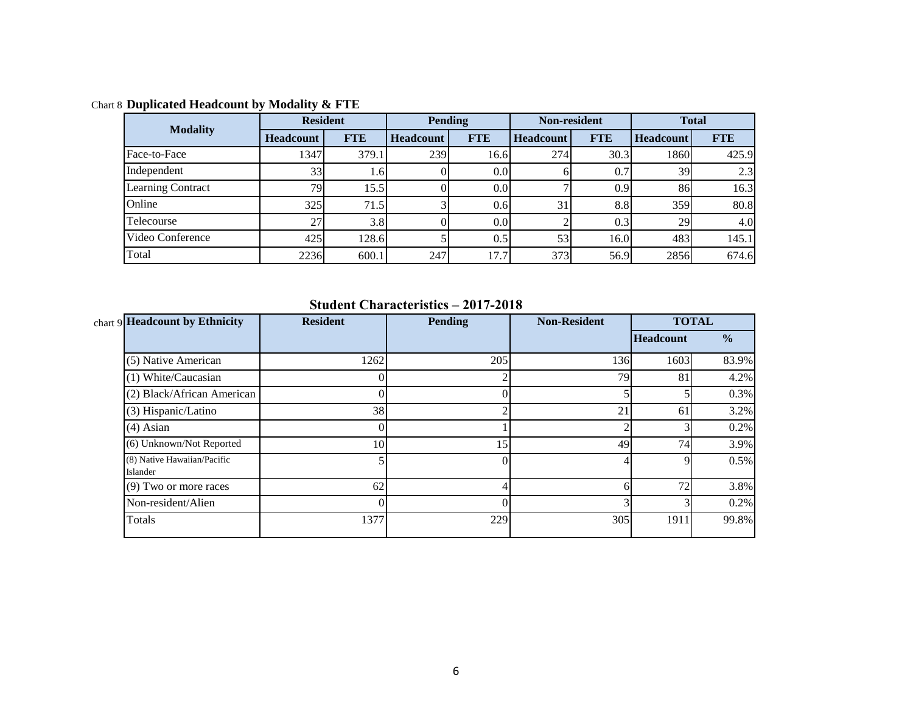Chart 8 **Duplicated Headcount by Modality & FTE**

| Modality | Resident | | Pending | | Non-resident | | Total | |
|---|---|---|---|---|---|---|---|---|
| | Headcount | FTE | Headcount | FTE | Headcount | FTE | Headcount | FTE |
| Face-to-Face | 1347 | 379.1 | 239 | 16.6 | 274 | 30.3 | 1860 | 425.9 |
| Independent | 33 | 1.6 | 0 | 0.0 | 6 | 0.7 | 39 | 2.3 |
| Learning Contract | 79 | 15.5 | 0 | 0.0 | 7 | 0.9 | 86 | 16.3 |
| Online | 325 | 71.5 | 3 | 0.6 | 31 | 8.8 | 359 | 80.8 |
| Telecourse | 27 | 3.8 | 0 | 0.0 | 2 | 0.3 | 29 | 4.0 |
| Video Conference | 425 | 128.6 | 5 | 0.5 | 53 | 16.0 | 483 | 145.1 |
| Total | 2236 | 600.1 | 247 | 17.7 | 373 | 56.9 | 2856 | 674.6 |

## Student Characteristics – 2017-2018

chart 9

| Headcount by Ethnicity | Resident | Pending | Non-Resident | TOTAL | |
|---|---|---|---|---|---|
| | | | | Headcount | % |
| (5) Native American | 1262 | 205 | 136 | 1603 | 83.9% |
| (1) White/Caucasian | 0 | 2 | 79 | 81 | 4.2% |
| (2) Black/African American | 0 | 0 | 5 | 5 | 0.3% |
| (3) Hispanic/Latino | 38 | 2 | 21 | 61 | 3.2% |
| (4) Asian | 0 | 1 | 2 | 3 | 0.2% |
| (6) Unknown/Not Reported | 10 | 15 | 49 | 74 | 3.9% |
| (8) Native Hawaiian/Pacific Islander | 5 | 0 | 4 | 9 | 0.5% |
| (9) Two or more races | 62 | 4 | 6 | 72 | 3.8% |
| Non-resident/Alien | 0 | 0 | 3 | 3 | 0.2% |
| Totals | 1377 | 229 | 305 | 1911 | 99.8% |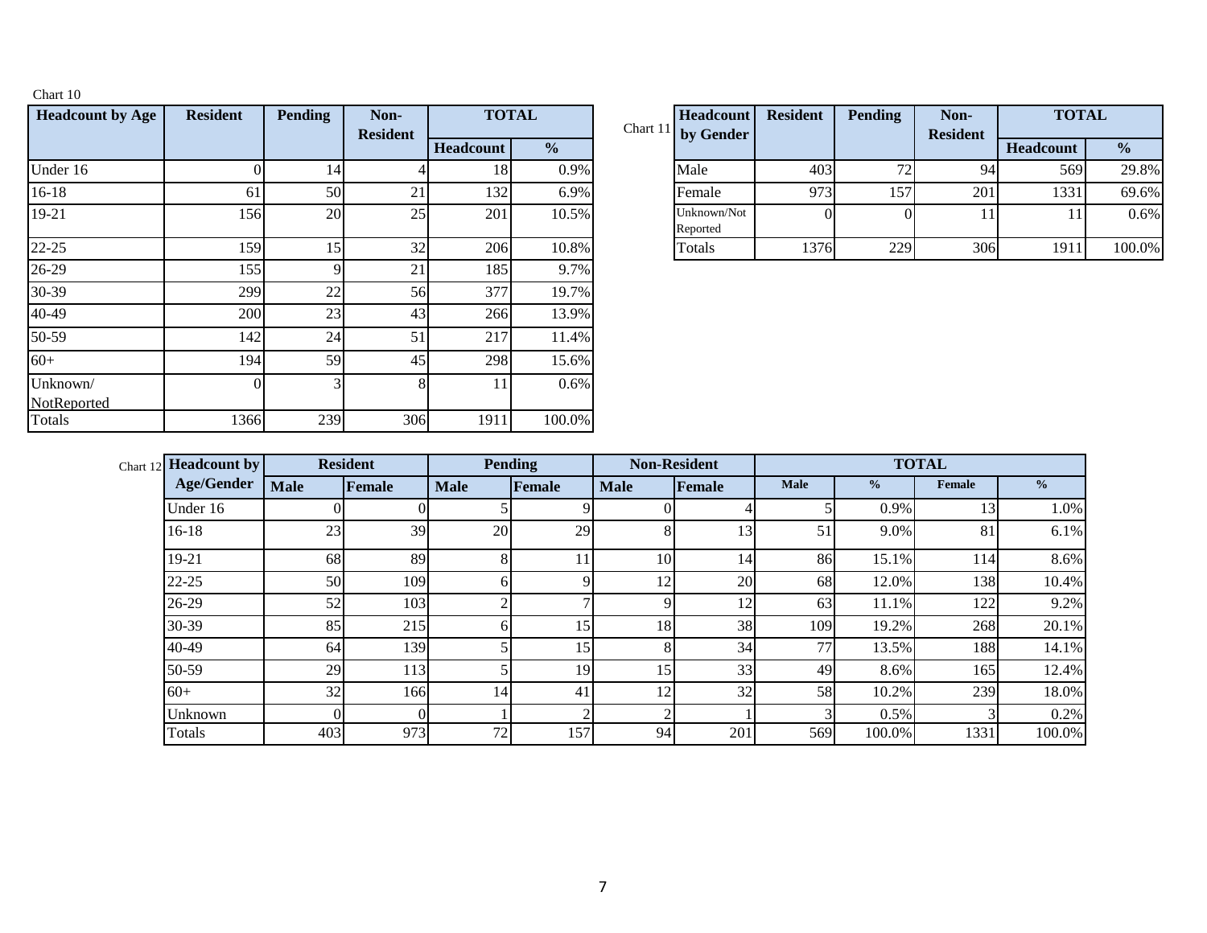Chart 10

| Headcount by Age | Resident | Pending | Non-Resident | TOTAL | |
|---|---|---|---|---|---|
| | | | | Headcount | % |
| Under 16 | 0 | 14 | 4 | 18 | 0.9% |
| 16-18 | 61 | 50 | 21 | 132 | 6.9% |
| 19-21 | 156 | 20 | 25 | 201 | 10.5% |
| 22-25 | 159 | 15 | 32 | 206 | 10.8% |
| 26-29 | 155 | 9 | 21 | 185 | 9.7% |
| 30-39 | 299 | 22 | 56 | 377 | 19.7% |
| 40-49 | 200 | 23 | 43 | 266 | 13.9% |
| 50-59 | 142 | 24 | 51 | 217 | 11.4% |
| 60+ | 194 | 59 | 45 | 298 | 15.6% |
| Unknown/ NotReported | 0 | 3 | 8 | 11 | 0.6% |
| Totals | 1366 | 239 | 306 | 1911 | 100.0% |

Chart 11

| Headcount by Gender | Resident | Pending | Non-Resident | TOTAL | |
|---|---|---|---|---|---|
| | | | | Headcount | % |
| Male | 403 | 72 | 94 | 569 | 29.8% |
| Female | 973 | 157 | 201 | 1331 | 69.6% |
| Unknown/Not Reported | 0 | 0 | 11 | 11 | 0.6% |
| Totals | 1376 | 229 | 306 | 1911 | 100.0% |

Chart 12

| Headcount by Age/Gender | Resident | | Pending | | Non-Resident | | TOTAL | | | |
|---|---|---|---|---|---|---|---|---|---|---|
| | Male | Female | Male | Female | Male | Female | Male | % | Female | % |
| Under 16 | 0 | 0 | 5 | 9 | 0 | 4 | 5 | 0.9% | 13 | 1.0% |
| 16-18 | 23 | 39 | 20 | 29 | 8 | 13 | 51 | 9.0% | 81 | 6.1% |
| 19-21 | 68 | 89 | 8 | 11 | 10 | 14 | 86 | 15.1% | 114 | 8.6% |
| 22-25 | 50 | 109 | 6 | 9 | 12 | 20 | 68 | 12.0% | 138 | 10.4% |
| 26-29 | 52 | 103 | 2 | 7 | 9 | 12 | 63 | 11.1% | 122 | 9.2% |
| 30-39 | 85 | 215 | 6 | 15 | 18 | 38 | 109 | 19.2% | 268 | 20.1% |
| 40-49 | 64 | 139 | 5 | 15 | 8 | 34 | 77 | 13.5% | 188 | 14.1% |
| 50-59 | 29 | 113 | 5 | 19 | 15 | 33 | 49 | 8.6% | 165 | 12.4% |
| 60+ | 32 | 166 | 14 | 41 | 12 | 32 | 58 | 10.2% | 239 | 18.0% |
| Unknown | 0 | 0 | 1 | 2 | 2 | 1 | 3 | 0.5% | 3 | 0.2% |
| Totals | 403 | 973 | 72 | 157 | 94 | 201 | 569 | 100.0% | 1331 | 100.0% |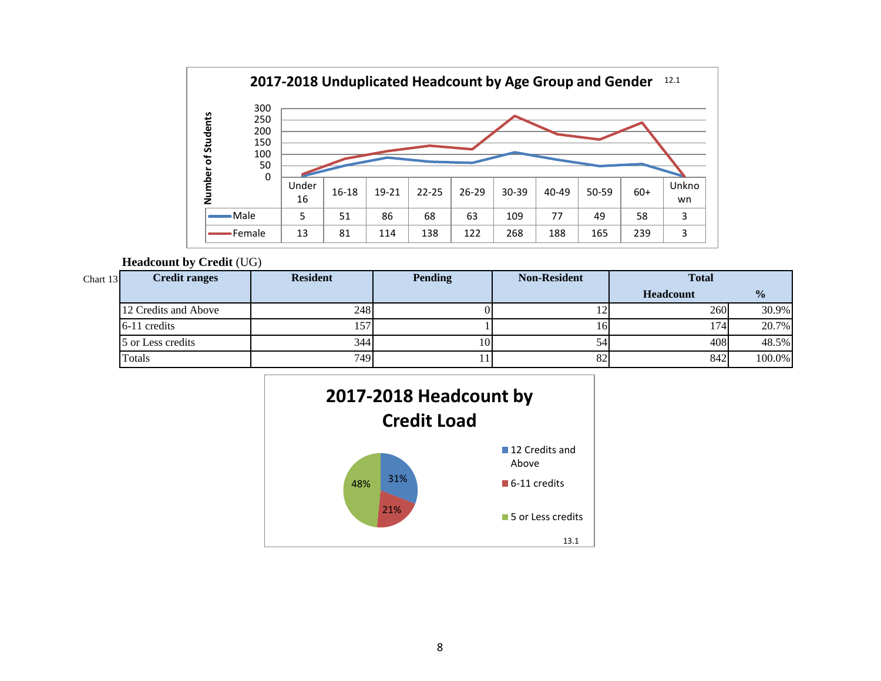## 2017-2018 Unduplicated Headcount by Age Group and Gender

12.1

| | Under 16 | 16-18 | 19-21 | 22-25 | 26-29 | 30-39 | 40-49 | 50-59 | 60+ | Unknown |
|---|---|---|---|---|---|---|---|---|---|---|
| Male | 5 | 51 | 86 | 68 | 63 | 109 | 77 | 49 | 58 | 3 |
| Female | 13 | 81 | 114 | 138 | 122 | 268 | 188 | 165 | 239 | 3 |

**Headcount by Credit** (UG)

Chart 13

| Credit ranges | Resident | Pending | Non-Resident | Total Headcount | % |
|---|---|---|---|---|---|
| 12 Credits and Above | 248 | 0 | 12 | 260 | 30.9% |
| 6-11 credits | 157 | 1 | 16 | 174 | 20.7% |
| 5 or Less credits | 344 | 10 | 54 | 408 | 48.5% |
| Totals | 749 | 11 | 82 | 842 | 100.0% |

## 2017-2018 Headcount by Credit Load

- 12 Credits and Above: 31%
- 6-11 credits: 21%
- 5 or Less credits: 48%

13.1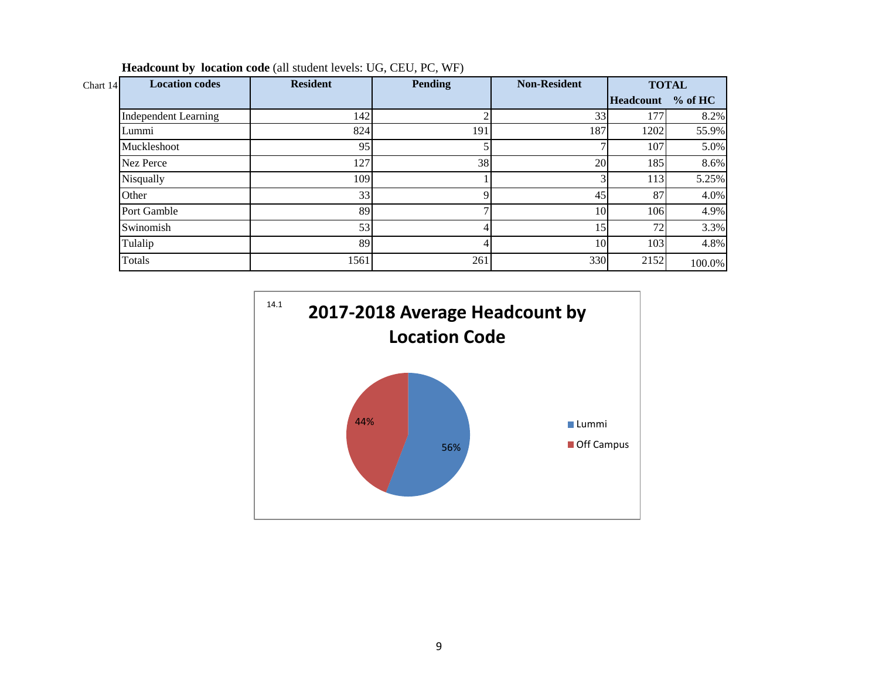**Headcount by location code** (all student levels: UG, CEU, PC, WF)

Chart 14

| Location codes | Resident | Pending | Non-Resident | TOTAL | |
|---|---|---|---|---|---|
| | | | | Headcount | % of HC |
| Independent Learning | 142 | 2 | 33 | 177 | 8.2% |
| Lummi | 824 | 191 | 187 | 1202 | 55.9% |
| Muckleshoot | 95 | 5 | 7 | 107 | 5.0% |
| Nez Perce | 127 | 38 | 20 | 185 | 8.6% |
| Nisqually | 109 | 1 | 3 | 113 | 5.25% |
| Other | 33 | 9 | 45 | 87 | 4.0% |
| Port Gamble | 89 | 7 | 10 | 106 | 4.9% |
| Swinomish | 53 | 4 | 15 | 72 | 3.3% |
| Tulalip | 89 | 4 | 10 | 103 | 4.8% |
| Totals | 1561 | 261 | 330 | 2152 | 100.0% |

14.1

**2017-2018 Average Headcount by Location Code**

| Location | % |
|---|---|
| Lummi | 56% |
| Off Campus | 44% |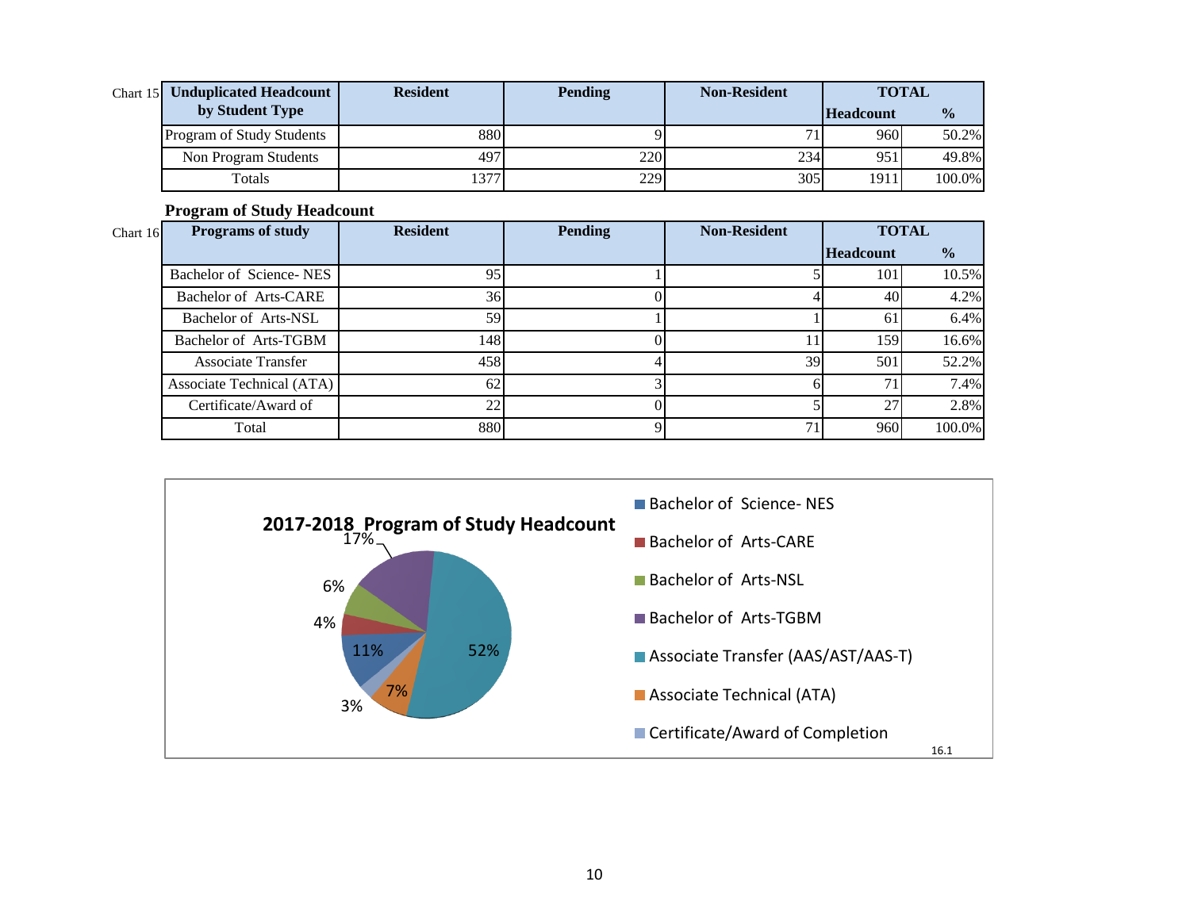Chart 15

| Unduplicated Headcount by Student Type | Resident | Pending | Non-Resident | TOTAL | |
|---|---|---|---|---|---|
| | | | | Headcount | % |
| Program of Study Students | 880 | 9 | 71 | 960 | 50.2% |
| Non Program Students | 497 | 220 | 234 | 951 | 49.8% |
| Totals | 1377 | 229 | 305 | 1911 | 100.0% |

**Program of Study Headcount**

Chart 16

| Programs of study | Resident | Pending | Non-Resident | TOTAL | |
|---|---|---|---|---|---|
| | | | | Headcount | % |
| Bachelor of Science- NES | 95 | 1 | 5 | 101 | 10.5% |
| Bachelor of Arts-CARE | 36 | 0 | 4 | 40 | 4.2% |
| Bachelor of Arts-NSL | 59 | 1 | 1 | 61 | 6.4% |
| Bachelor of Arts-TGBM | 148 | 0 | 11 | 159 | 16.6% |
| Associate Transfer | 458 | 4 | 39 | 501 | 52.2% |
| Associate Technical (ATA) | 62 | 3 | 6 | 71 | 7.4% |
| Certificate/Award of | 22 | 0 | 5 | 27 | 2.8% |
| Total | 880 | 9 | 71 | 960 | 100.0% |

**2017-2018 Program of Study Headcount**

| Program | % |
|---|---|
| Bachelor of Science- NES | 11% |
| Bachelor of Arts-CARE | 4% |
| Bachelor of Arts-NSL | 6% |
| Bachelor of Arts-TGBM | 17% |
| Associate Transfer (AAS/AST/AAS-T) | 52% |
| Associate Technical (ATA) | 7% |
| Certificate/Award of Completion | 3% |

16.1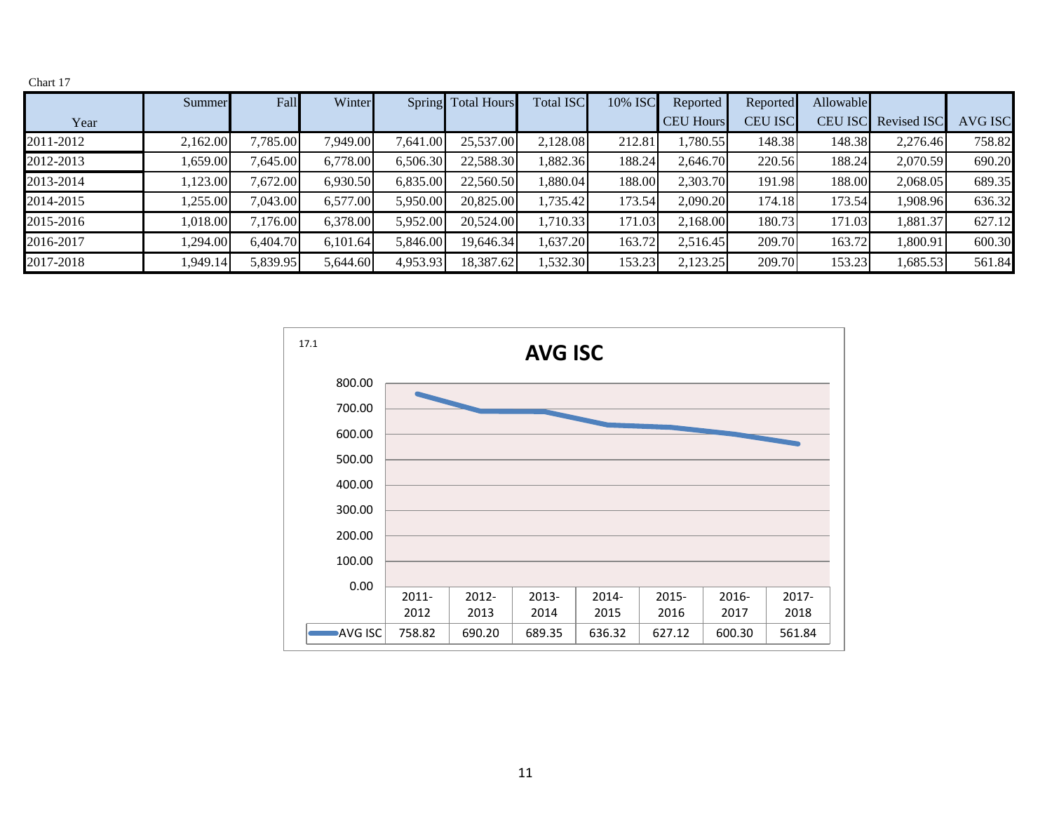Chart 17

| Year | Summer | Fall | Winter | Spring | Total Hours | Total ISC | 10% ISC | Reported CEU Hours | Reported CEU ISC | Allowable CEU ISC | Revised ISC | AVG ISC |
|---|---|---|---|---|---|---|---|---|---|---|---|---|
| 2011-2012 | 2,162.00 | 7,785.00 | 7,949.00 | 7,641.00 | 25,537.00 | 2,128.08 | 212.81 | 1,780.55 | 148.38 | 148.38 | 2,276.46 | 758.82 |
| 2012-2013 | 1,659.00 | 7,645.00 | 6,778.00 | 6,506.30 | 22,588.30 | 1,882.36 | 188.24 | 2,646.70 | 220.56 | 188.24 | 2,070.59 | 690.20 |
| 2013-2014 | 1,123.00 | 7,672.00 | 6,930.50 | 6,835.00 | 22,560.50 | 1,880.04 | 188.00 | 2,303.70 | 191.98 | 188.00 | 2,068.05 | 689.35 |
| 2014-2015 | 1,255.00 | 7,043.00 | 6,577.00 | 5,950.00 | 20,825.00 | 1,735.42 | 173.54 | 2,090.20 | 174.18 | 173.54 | 1,908.96 | 636.32 |
| 2015-2016 | 1,018.00 | 7,176.00 | 6,378.00 | 5,952.00 | 20,524.00 | 1,710.33 | 171.03 | 2,168.00 | 180.73 | 171.03 | 1,881.37 | 627.12 |
| 2016-2017 | 1,294.00 | 6,404.70 | 6,101.64 | 5,846.00 | 19,646.34 | 1,637.20 | 163.72 | 2,516.45 | 209.70 | 163.72 | 1,800.91 | 600.30 |
| 2017-2018 | 1,949.14 | 5,839.95 | 5,644.60 | 4,953.93 | 18,387.62 | 1,532.30 | 153.23 | 2,123.25 | 209.70 | 153.23 | 1,685.53 | 561.84 |

17.1

**AVG ISC**

800.00
700.00
600.00
500.00
400.00
300.00
200.00
100.00
0.00

2011-2012 2012-2013 2013-2014 2014-2015 2015-2016 2016-2017 2017-2018

AVG ISC 758.82 690.20 689.35 636.32 627.12 600.30 561.84